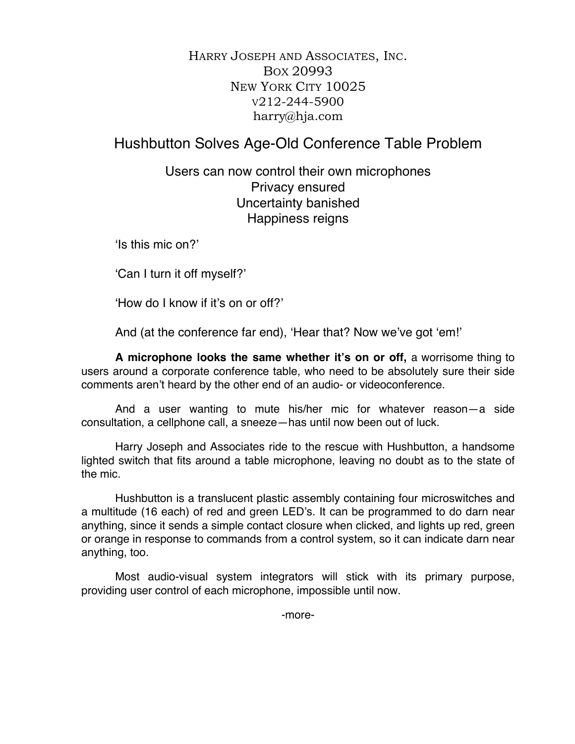Harry Joseph and Associates, Inc.
Box 20993
New York City 10025
v212-244-5900
harry@hja.com

# Hushbutton Solves Age-Old Conference Table Problem

Users can now control their own microphones
Privacy ensured
Uncertainty banished
Happiness reigns

'Is this mic on?'

'Can I turn it off myself?'

'How do I know if it's on or off?'

And (at the conference far end), 'Hear that? Now we've got 'em!'

**A microphone looks the same whether it's on or off,** a worrisome thing to users around a corporate conference table, who need to be absolutely sure their side comments aren't heard by the other end of an audio- or videoconference.

And a user wanting to mute his/her mic for whatever reason—a side consultation, a cellphone call, a sneeze—has until now been out of luck.

Harry Joseph and Associates ride to the rescue with Hushbutton, a handsome lighted switch that fits around a table microphone, leaving no doubt as to the state of the mic.

Hushbutton is a translucent plastic assembly containing four microswitches and a multitude (16 each) of red and green LED's. It can be programmed to do darn near anything, since it sends a simple contact closure when clicked, and lights up red, green or orange in response to commands from a control system, so it can indicate darn near anything, too.

Most audio-visual system integrators will stick with its primary purpose, providing user control of each microphone, impossible until now.

-more-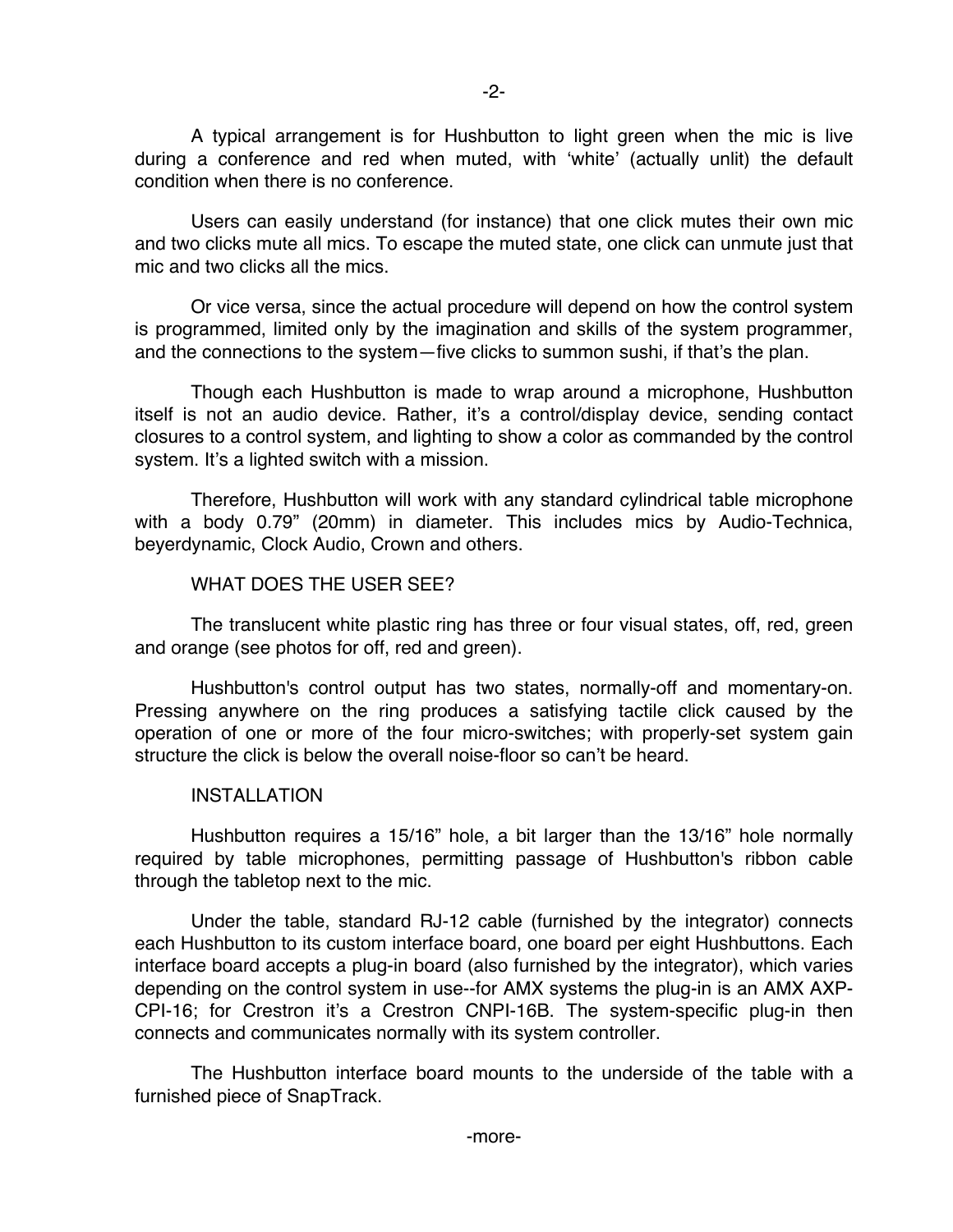A typical arrangement is for Hushbutton to light green when the mic is live during a conference and red when muted, with 'white' (actually unlit) the default condition when there is no conference.

Users can easily understand (for instance) that one click mutes their own mic and two clicks mute all mics. To escape the muted state, one click can unmute just that mic and two clicks all the mics.

Or vice versa, since the actual procedure will depend on how the control system is programmed, limited only by the imagination and skills of the system programmer, and the connections to the system—five clicks to summon sushi, if that's the plan.

Though each Hushbutton is made to wrap around a microphone, Hushbutton itself is not an audio device. Rather, it's a control/display device, sending contact closures to a control system, and lighting to show a color as commanded by the control system. It's a lighted switch with a mission.

Therefore, Hushbutton will work with any standard cylindrical table microphone with a body 0.79" (20mm) in diameter. This includes mics by Audio-Technica, beyerdynamic, Clock Audio, Crown and others.

## WHAT DOES THE USER SEE?

The translucent white plastic ring has three or four visual states, off, red, green and orange (see photos for off, red and green).

Hushbutton's control output has two states, normally-off and momentary-on. Pressing anywhere on the ring produces a satisfying tactile click caused by the operation of one or more of the four micro-switches; with properly-set system gain structure the click is below the overall noise-floor so can't be heard.

## INSTALLATION

Hushbutton requires a 15/16" hole, a bit larger than the 13/16" hole normally required by table microphones, permitting passage of Hushbutton's ribbon cable through the tabletop next to the mic.

Under the table, standard RJ-12 cable (furnished by the integrator) connects each Hushbutton to its custom interface board, one board per eight Hushbuttons. Each interface board accepts a plug-in board (also furnished by the integrator), which varies depending on the control system in use--for AMX systems the plug-in is an AMX AXP-CPI-16; for Crestron it's a Crestron CNPI-16B. The system-specific plug-in then connects and communicates normally with its system controller.

The Hushbutton interface board mounts to the underside of the table with a furnished piece of SnapTrack.

-more-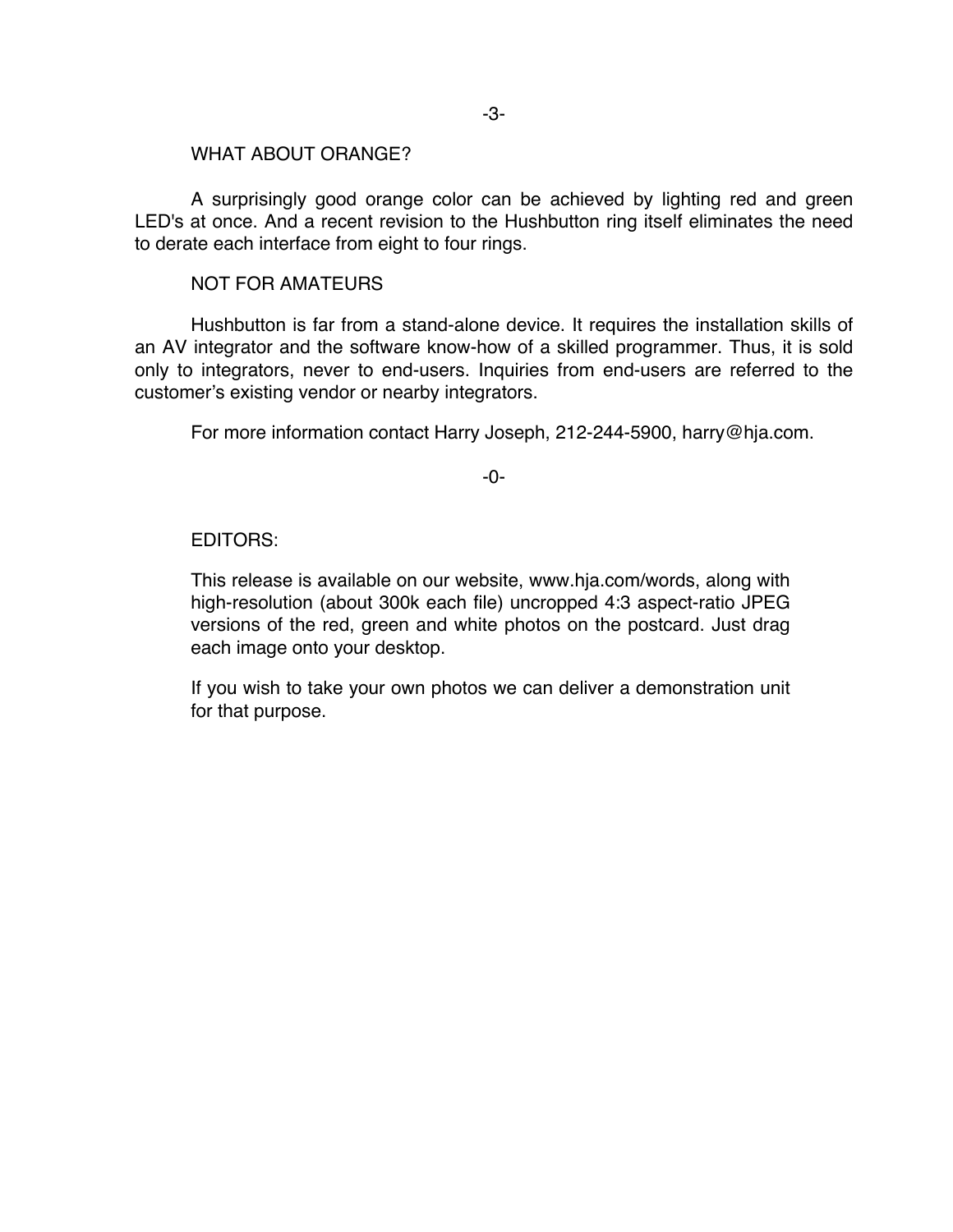## WHAT ABOUT ORANGE?

A surprisingly good orange color can be achieved by lighting red and green LED's at once. And a recent revision to the Hushbutton ring itself eliminates the need to derate each interface from eight to four rings.

## NOT FOR AMATEURS

Hushbutton is far from a stand-alone device. It requires the installation skills of an AV integrator and the software know-how of a skilled programmer. Thus, it is sold only to integrators, never to end-users. Inquiries from end-users are referred to the customer's existing vendor or nearby integrators.

For more information contact Harry Joseph, 212-244-5900, harry@hja.com.

-0-

EDITORS:

This release is available on our website, www.hja.com/words, along with high-resolution (about 300k each file) uncropped 4:3 aspect-ratio JPEG versions of the red, green and white photos on the postcard. Just drag each image onto your desktop.

If you wish to take your own photos we can deliver a demonstration unit for that purpose.